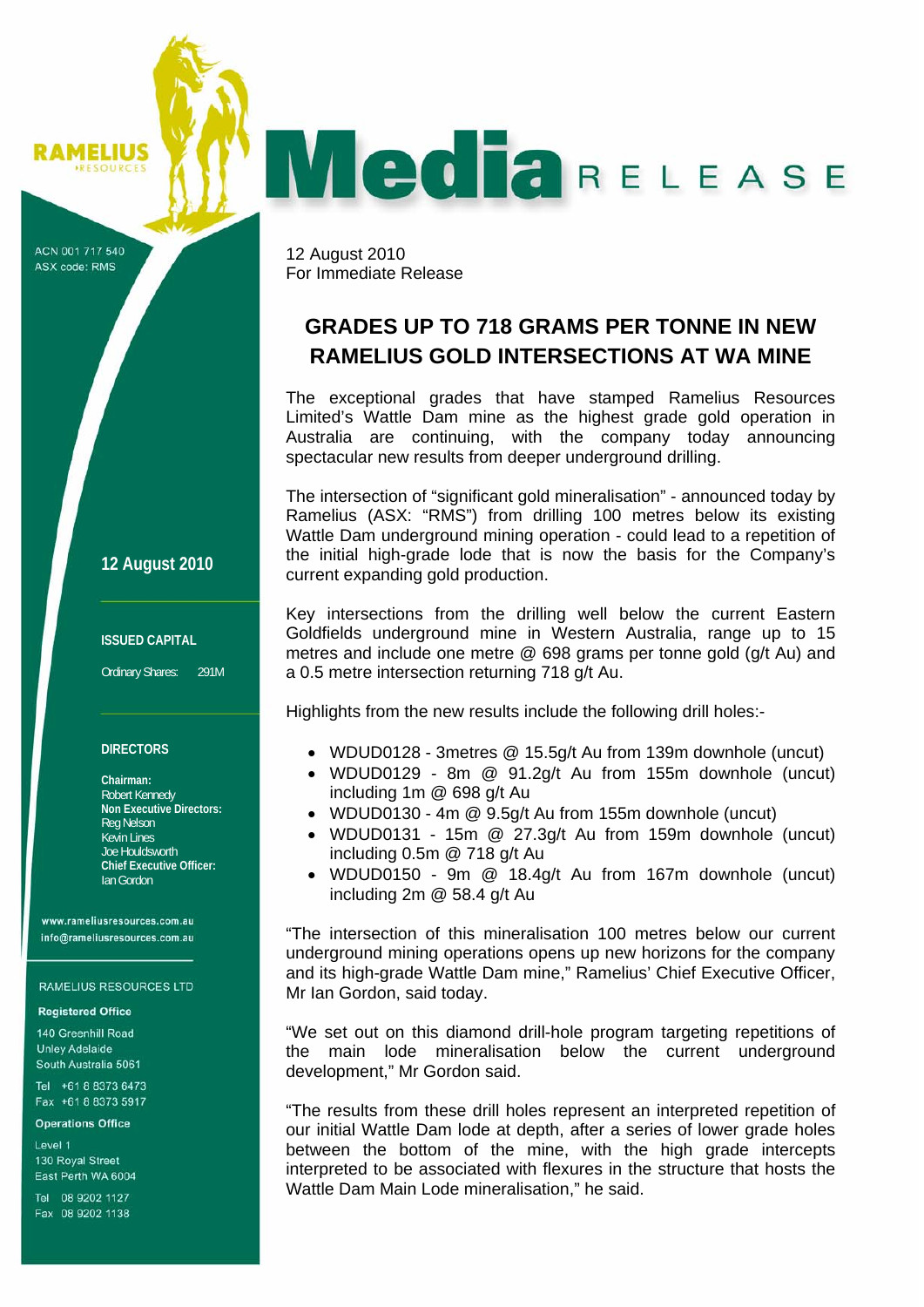RAMELIUS RESOURCES

# Media RELEASE

ACN 001 717 540
ASX code: RMS

**12 August 2010**

**ISSUED CAPITAL**

Ordinary Shares: 291M

**DIRECTORS**

**Chairman:**
Robert Kennedy
**Non Executive Directors:**
Reg Nelson
Kevin Lines
Joe Houldsworth
**Chief Executive Officer:**
Ian Gordon

www.rameliusresources.com.au
info@rameliusresources.com.au

RAMELIUS RESOURCES LTD

**Registered Office**

140 Greenhill Road
Unley Adelaide
South Australia 5061

Tel +61 8 8373 6473
Fax +61 8 8373 5917

**Operations Office**

Level 1
130 Royal Street
East Perth WA 6004

Tel 08 9202 1127
Fax 08 9202 1138

12 August 2010
For Immediate Release

## GRADES UP TO 718 GRAMS PER TONNE IN NEW RAMELIUS GOLD INTERSECTIONS AT WA MINE

The exceptional grades that have stamped Ramelius Resources Limited's Wattle Dam mine as the highest grade gold operation in Australia are continuing, with the company today announcing spectacular new results from deeper underground drilling.

The intersection of "significant gold mineralisation" - announced today by Ramelius (ASX: "RMS") from drilling 100 metres below its existing Wattle Dam underground mining operation - could lead to a repetition of the initial high-grade lode that is now the basis for the Company's current expanding gold production.

Key intersections from the drilling well below the current Eastern Goldfields underground mine in Western Australia, range up to 15 metres and include one metre @ 698 grams per tonne gold (g/t Au) and a 0.5 metre intersection returning 718 g/t Au.

Highlights from the new results include the following drill holes:-

- WDUD0128 - 3metres @ 15.5g/t Au from 139m downhole (uncut)
- WDUD0129 - 8m @ 91.2g/t Au from 155m downhole (uncut) including 1m @ 698 g/t Au
- WDUD0130 - 4m @ 9.5g/t Au from 155m downhole (uncut)
- WDUD0131 - 15m @ 27.3g/t Au from 159m downhole (uncut) including 0.5m @ 718 g/t Au
- WDUD0150 - 9m @ 18.4g/t Au from 167m downhole (uncut) including 2m @ 58.4 g/t Au

"The intersection of this mineralisation 100 metres below our current underground mining operations opens up new horizons for the company and its high-grade Wattle Dam mine," Ramelius' Chief Executive Officer, Mr Ian Gordon, said today.

"We set out on this diamond drill-hole program targeting repetitions of the main lode mineralisation below the current underground development," Mr Gordon said.

"The results from these drill holes represent an interpreted repetition of our initial Wattle Dam lode at depth, after a series of lower grade holes between the bottom of the mine, with the high grade intercepts interpreted to be associated with flexures in the structure that hosts the Wattle Dam Main Lode mineralisation," he said.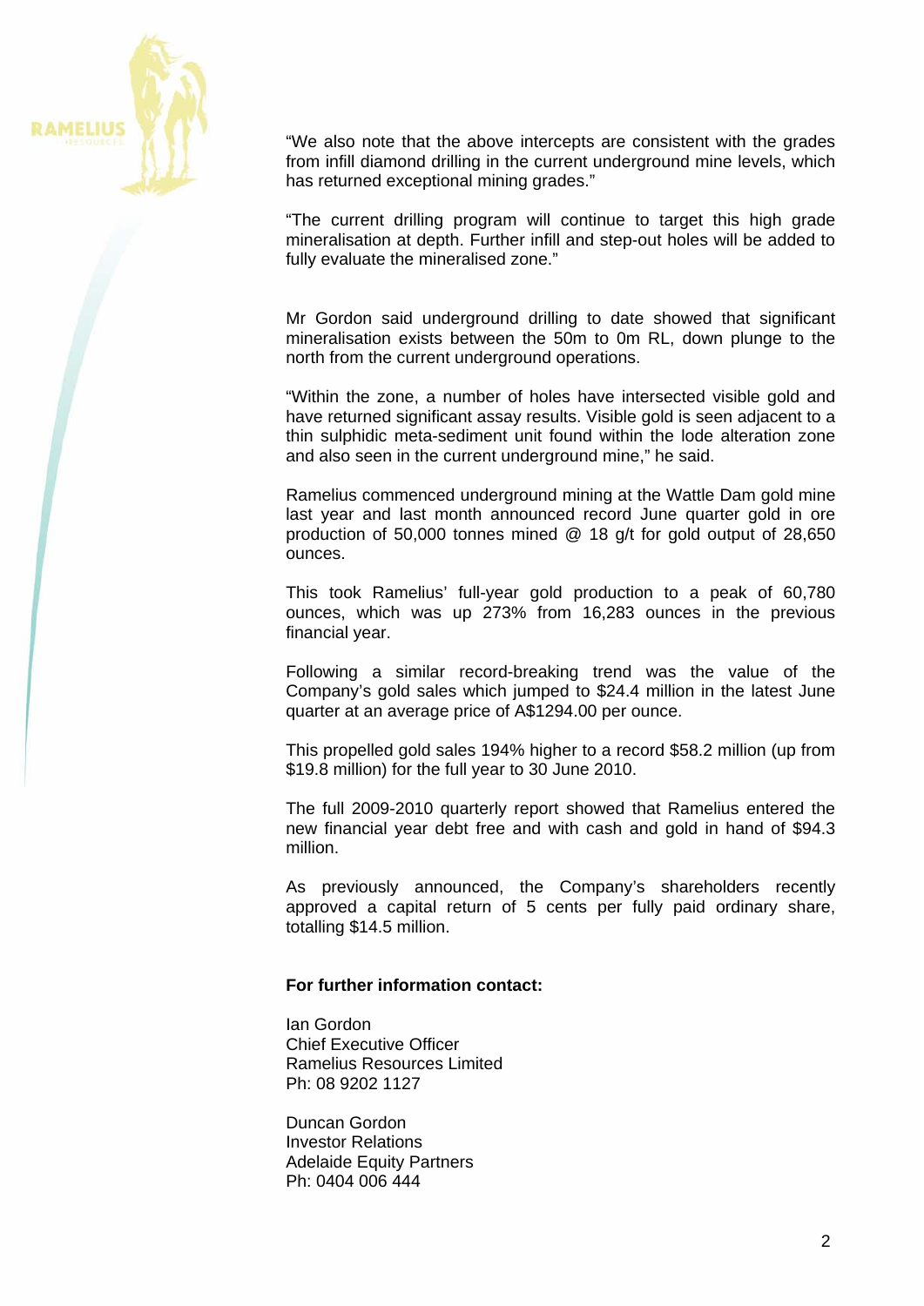"We also note that the above intercepts are consistent with the grades from infill diamond drilling in the current underground mine levels, which has returned exceptional mining grades."

"The current drilling program will continue to target this high grade mineralisation at depth. Further infill and step-out holes will be added to fully evaluate the mineralised zone."

Mr Gordon said underground drilling to date showed that significant mineralisation exists between the 50m to 0m RL, down plunge to the north from the current underground operations.

"Within the zone, a number of holes have intersected visible gold and have returned significant assay results. Visible gold is seen adjacent to a thin sulphidic meta-sediment unit found within the lode alteration zone and also seen in the current underground mine," he said.

Ramelius commenced underground mining at the Wattle Dam gold mine last year and last month announced record June quarter gold in ore production of 50,000 tonnes mined @ 18 g/t for gold output of 28,650 ounces.

This took Ramelius' full-year gold production to a peak of 60,780 ounces, which was up 273% from 16,283 ounces in the previous financial year.

Following a similar record-breaking trend was the value of the Company's gold sales which jumped to $24.4 million in the latest June quarter at an average price of A$1294.00 per ounce.

This propelled gold sales 194% higher to a record $58.2 million (up from $19.8 million) for the full year to 30 June 2010.

The full 2009-2010 quarterly report showed that Ramelius entered the new financial year debt free and with cash and gold in hand of $94.3 million.

As previously announced, the Company's shareholders recently approved a capital return of 5 cents per fully paid ordinary share, totalling $14.5 million.

**For further information contact:**

Ian Gordon
Chief Executive Officer
Ramelius Resources Limited
Ph: 08 9202 1127

Duncan Gordon
Investor Relations
Adelaide Equity Partners
Ph: 0404 006 444